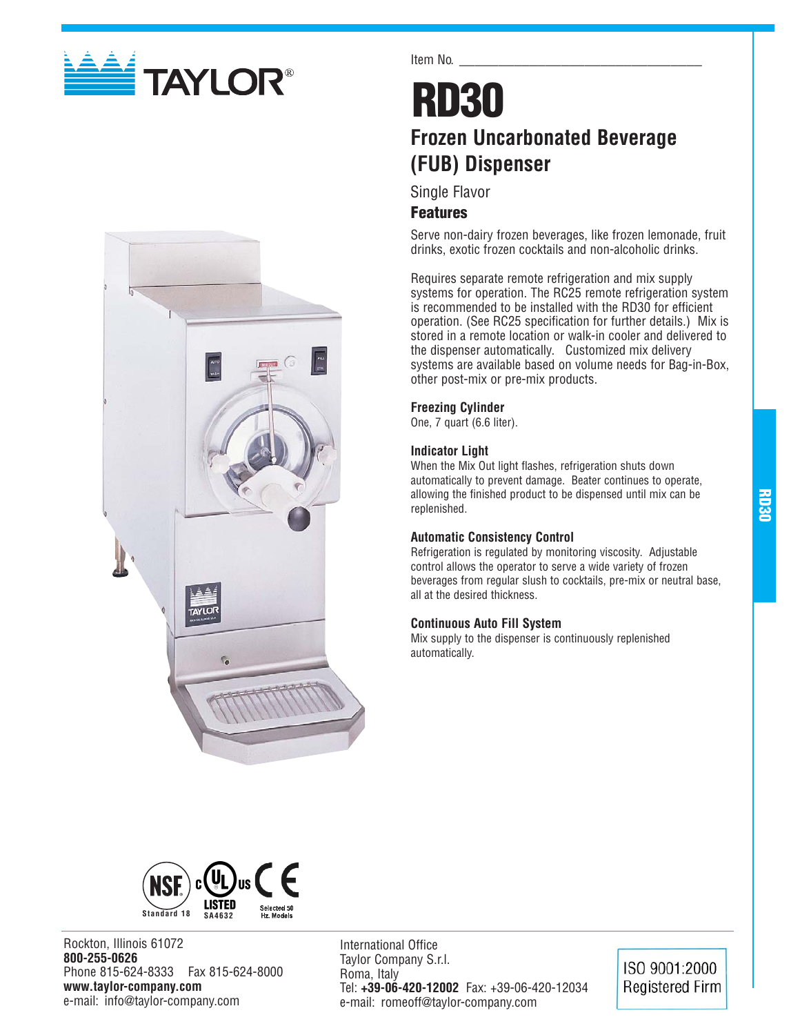TAYLOR®

Item No. ___________________________________

# RD30

## Frozen Uncarbonated Beverage (FUB) Dispenser

Single Flavor

### Features

Serve non-dairy frozen beverages, like frozen lemonade, fruit drinks, exotic frozen cocktails and non-alcoholic drinks.

Requires separate remote refrigeration and mix supply systems for operation. The RC25 remote refrigeration system is recommended to be installed with the RD30 for efficient operation. (See RC25 specification for further details.) Mix is stored in a remote location or walk-in cooler and delivered to the dispenser automatically. Customized mix delivery systems are available based on volume needs for Bag-in-Box, other post-mix or pre-mix products.

**Freezing Cylinder**
One, 7 quart (6.6 liter).

**Indicator Light**
When the Mix Out light flashes, refrigeration shuts down automatically to prevent damage. Beater continues to operate, allowing the finished product to be dispensed until mix can be replenished.

**Automatic Consistency Control**
Refrigeration is regulated by monitoring viscosity. Adjustable control allows the operator to serve a wide variety of frozen beverages from regular slush to cocktails, pre-mix or neutral base, all at the desired thickness.

**Continuous Auto Fill System**
Mix supply to the dispenser is continuously replenished automatically.

NSF Standard 18 | c UL us LISTED SA4632 | CE Selected 50 Hz. Models

Rockton, Illinois 61072
**800-255-0626**
Phone 815-624-8333 Fax 815-624-8000
**www.taylor-company.com**
e-mail: info@taylor-company.com

International Office
Taylor Company S.r.l.
Roma, Italy
Tel: **+39-06-420-12002** Fax: +39-06-420-12034
e-mail: romeoff@taylor-company.com

ISO 9001:2000 Registered Firm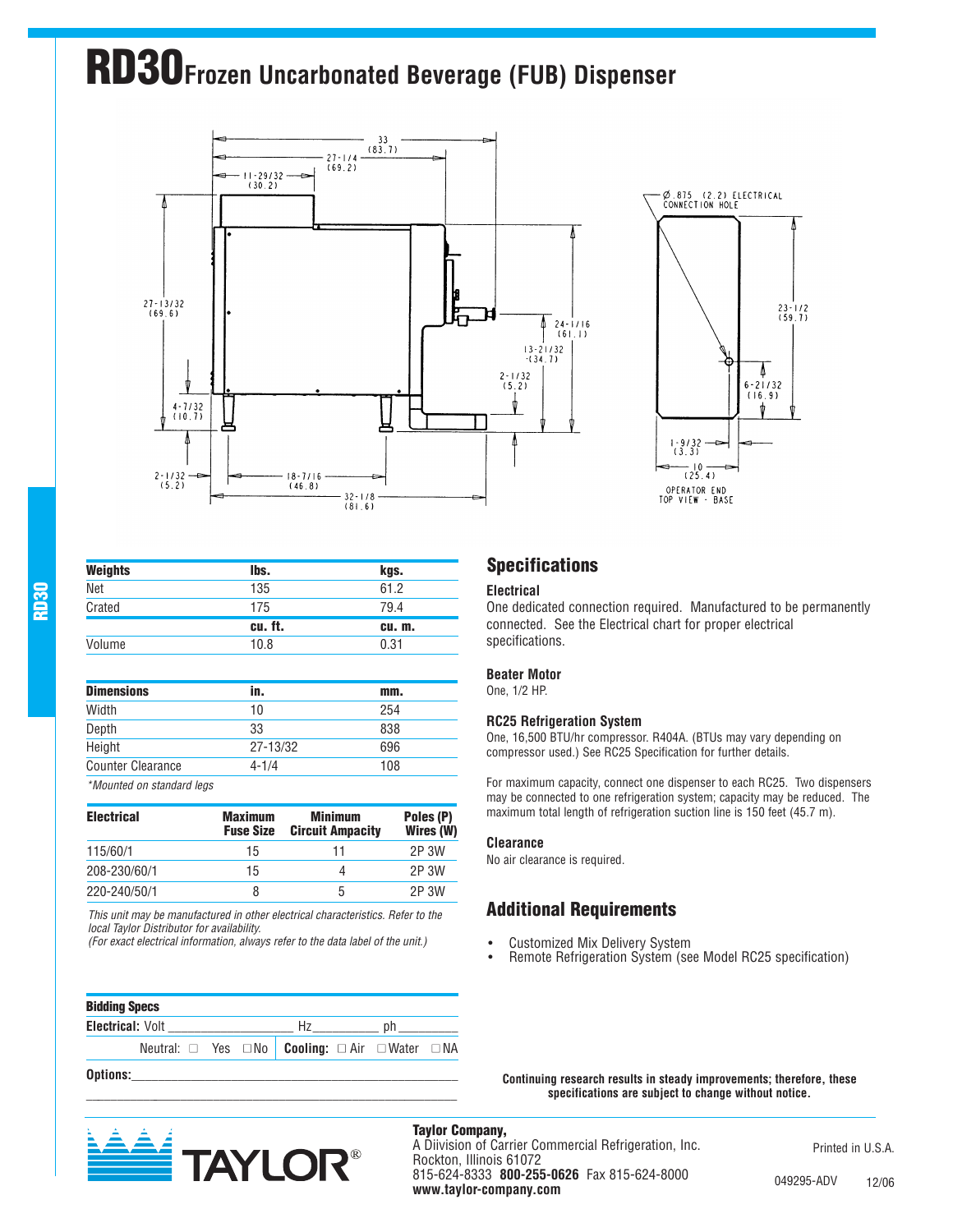# RD30 Frozen Uncarbonated Beverage (FUB) Dispenser

33
(83.7)
27-1/4
(69.2)
11-29/32
(30.2)
27-13/32
(69.6)
24-1/16
(61.1)
13-21/32
(34.7)
2-1/32
(5.2)
4-7/32
(10.7)
2-1/32
(5.2)
18-7/16
(46.8)
32-1/8
(81.6)

Ø.875 (2.2) ELECTRICAL CONNECTION HOLE
23-1/2
(59.7)
6-21/32
(16.9)
1-9/32
(3.3)
10
(25.4)
OPERATOR END
TOP VIEW - BASE

| Weights | lbs. | kgs. |
|---|---|---|
| Net | 135 | 61.2 |
| Crated | 175 | 79.4 |
| | **cu. ft.** | **cu. m.** |
| Volume | 10.8 | 0.31 |

| Dimensions | in. | mm. |
|---|---|---|
| Width | 10 | 254 |
| Depth | 33 | 838 |
| Height | 27-13/32 | 696 |
| Counter Clearance | 4-1/4 | 108 |

*\*Mounted on standard legs*

| Electrical | Maximum Fuse Size | Minimum Circuit Ampacity | Poles (P) Wires (W) |
|---|---|---|---|
| 115/60/1 | 15 | 11 | 2P 3W |
| 208-230/60/1 | 15 | 4 | 2P 3W |
| 220-240/50/1 | 8 | 5 | 2P 3W |

*This unit may be manufactured in other electrical characteristics. Refer to the local Taylor Distributor for availability.*
*(For exact electrical information, always refer to the data label of the unit.)*

**Bidding Specs**

**Electrical:** Volt ________________ Hz__________ ph________

Neutral: ☐ Yes ☐ No | **Cooling:** ☐ Air ☐ Water ☐ NA

**Options:**______________________________________________

## Specifications

### Electrical

One dedicated connection required. Manufactured to be permanently connected. See the Electrical chart for proper electrical specifications.

### Beater Motor

One, 1/2 HP.

### RC25 Refrigeration System

One, 16,500 BTU/hr compressor. R404A. (BTUs may vary depending on compressor used.) See RC25 Specification for further details.

For maximum capacity, connect one dispenser to each RC25. Two dispensers may be connected to one refrigeration system; capacity may be reduced. The maximum total length of refrigeration suction line is 150 feet (45.7 m).

### Clearance

No air clearance is required.

## Additional Requirements

- Customized Mix Delivery System
- Remote Refrigeration System (see Model RC25 specification)

**Continuing research results in steady improvements; therefore, these specifications are subject to change without notice.**

TAYLOR®

**Taylor Company,**
A Diivision of Carrier Commercial Refrigeration, Inc.
Rockton, Illinois 61072
815-624-8333 **800-255-0626** Fax 815-624-8000
**www.taylor-company.com**

Printed in U.S.A.

049295-ADV 12/06